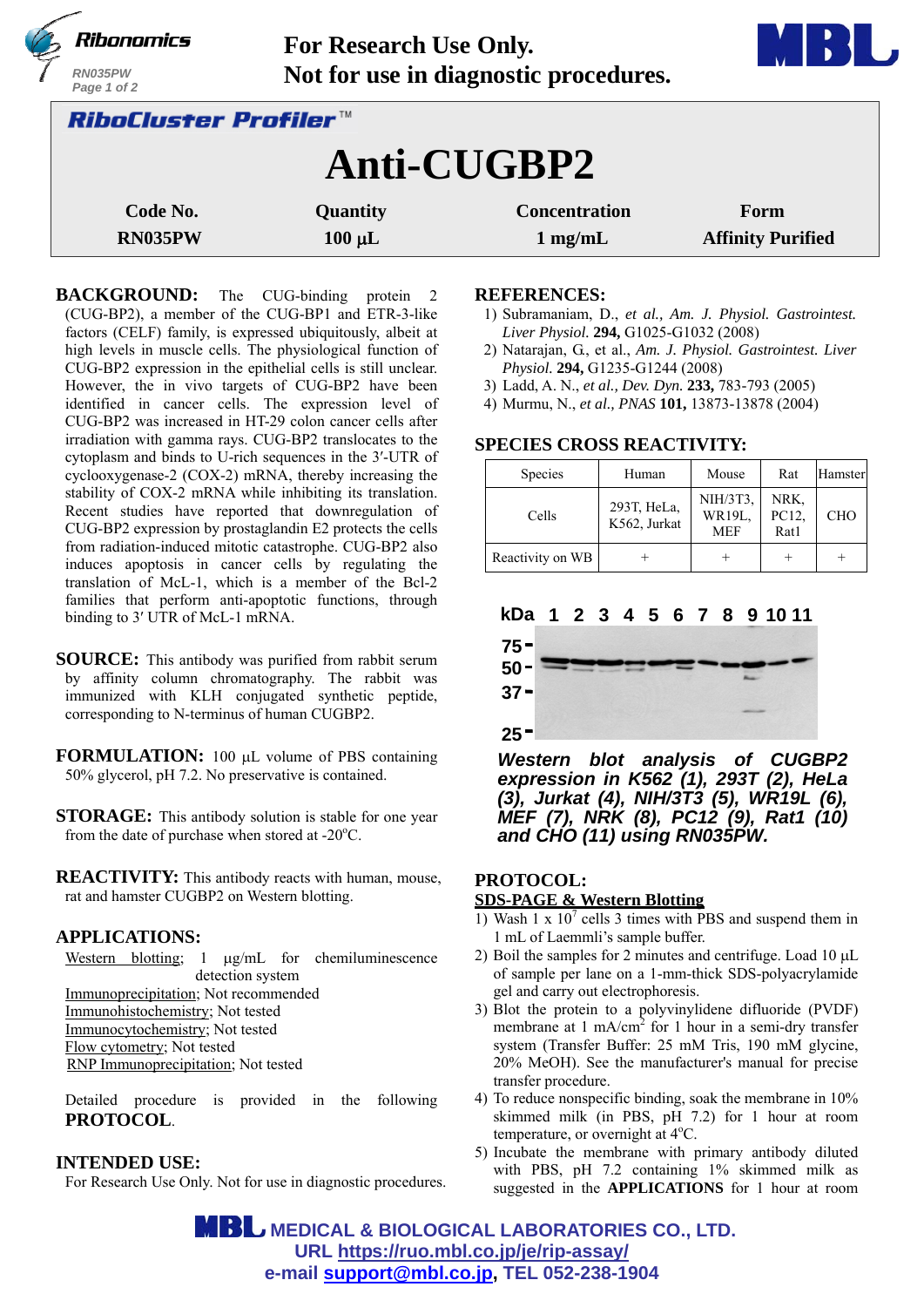# RiboCluster Profiler™

# Anti-CUGBP2

| Code No. | Quantity | Concentration | Form |
|---|---|---|---|
| RN035PW | 100 µL | 1 mg/mL | Affinity Purified |

**BACKGROUND:** The CUG-binding protein 2 (CUG-BP2), a member of the CUG-BP1 and ETR-3-like factors (CELF) family, is expressed ubiquitously, albeit at high levels in muscle cells. The physiological function of CUG-BP2 expression in the epithelial cells is still unclear. However, the in vivo targets of CUG-BP2 have been identified in cancer cells. The expression level of CUG-BP2 was increased in HT-29 colon cancer cells after irradiation with gamma rays. CUG-BP2 translocates to the cytoplasm and binds to U-rich sequences in the 3′-UTR of cyclooxygenase-2 (COX-2) mRNA, thereby increasing the stability of COX-2 mRNA while inhibiting its translation. Recent studies have reported that downregulation of CUG-BP2 expression by prostaglandin E2 protects the cells from radiation-induced mitotic catastrophe. CUG-BP2 also induces apoptosis in cancer cells by regulating the translation of McL-1, which is a member of the Bcl-2 families that perform anti-apoptotic functions, through binding to 3′ UTR of McL-1 mRNA.

**SOURCE:** This antibody was purified from rabbit serum by affinity column chromatography. The rabbit was immunized with KLH conjugated synthetic peptide, corresponding to N-terminus of human CUGBP2.

**FORMULATION:** 100 µL volume of PBS containing 50% glycerol, pH 7.2. No preservative is contained.

**STORAGE:** This antibody solution is stable for one year from the date of purchase when stored at -20°C.

**REACTIVITY:** This antibody reacts with human, mouse, rat and hamster CUGBP2 on Western blotting.

**APPLICATIONS:**

Western blotting; 1 µg/mL for chemiluminescence detection system
Immunoprecipitation; Not recommended
Immunohistochemistry; Not tested
Immunocytochemistry; Not tested
Flow cytometry; Not tested
RNP Immunoprecipitation; Not tested

Detailed procedure is provided in the following **PROTOCOL**.

**INTENDED USE:**

For Research Use Only. Not for use in diagnostic procedures.

**REFERENCES:**

1) Subramaniam, D., *et al., Am. J. Physiol. Gastrointest. Liver Physiol.* **294,** G1025-G1032 (2008)
2) Natarajan, G., et al., *Am. J. Physiol. Gastrointest. Liver Physiol.* **294,** G1235-G1244 (2008)
3) Ladd, A. N., *et al., Dev. Dyn.* **233,** 783-793 (2005)
4) Murmu, N., *et al., PNAS* **101,** 13873-13878 (2004)

**SPECIES CROSS REACTIVITY:**

| Species | Human | Mouse | Rat | Hamster |
|---|---|---|---|---|
| Cells | 293T, HeLa, K562, Jurkat | NIH/3T3, WR19L, MEF | NRK, PC12, Rat1 | CHO |
| Reactivity on WB | + | + | + | + |

*Western blot analysis of CUGBP2 expression in K562 (1), 293T (2), HeLa (3), Jurkat (4), NIH/3T3 (5), WR19L (6), MEF (7), NRK (8), PC12 (9), Rat1 (10) and CHO (11) using RN035PW.*

**PROTOCOL:**

**SDS-PAGE & Western Blotting**

1) Wash 1 x $10^7$ cells 3 times with PBS and suspend them in 1 mL of Laemmli's sample buffer.
2) Boil the samples for 2 minutes and centrifuge. Load 10 µL of sample per lane on a 1-mm-thick SDS-polyacrylamide gel and carry out electrophoresis.
3) Blot the protein to a polyvinylidene difluoride (PVDF) membrane at 1 mA/$cm^2$ for 1 hour in a semi-dry transfer system (Transfer Buffer: 25 mM Tris, 190 mM glycine, 20% MeOH). See the manufacturer's manual for precise transfer procedure.
4) To reduce nonspecific binding, soak the membrane in 10% skimmed milk (in PBS, pH 7.2) for 1 hour at room temperature, or overnight at 4°C.
5) Incubate the membrane with primary antibody diluted with PBS, pH 7.2 containing 1% skimmed milk as suggested in the **APPLICATIONS** for 1 hour at room

MEDICAL & BIOLOGICAL LABORATORIES CO., LTD.
URL https://ruo.mbl.co.jp/je/rip-assay/
e-mail support@mbl.co.jp, TEL 052-238-1904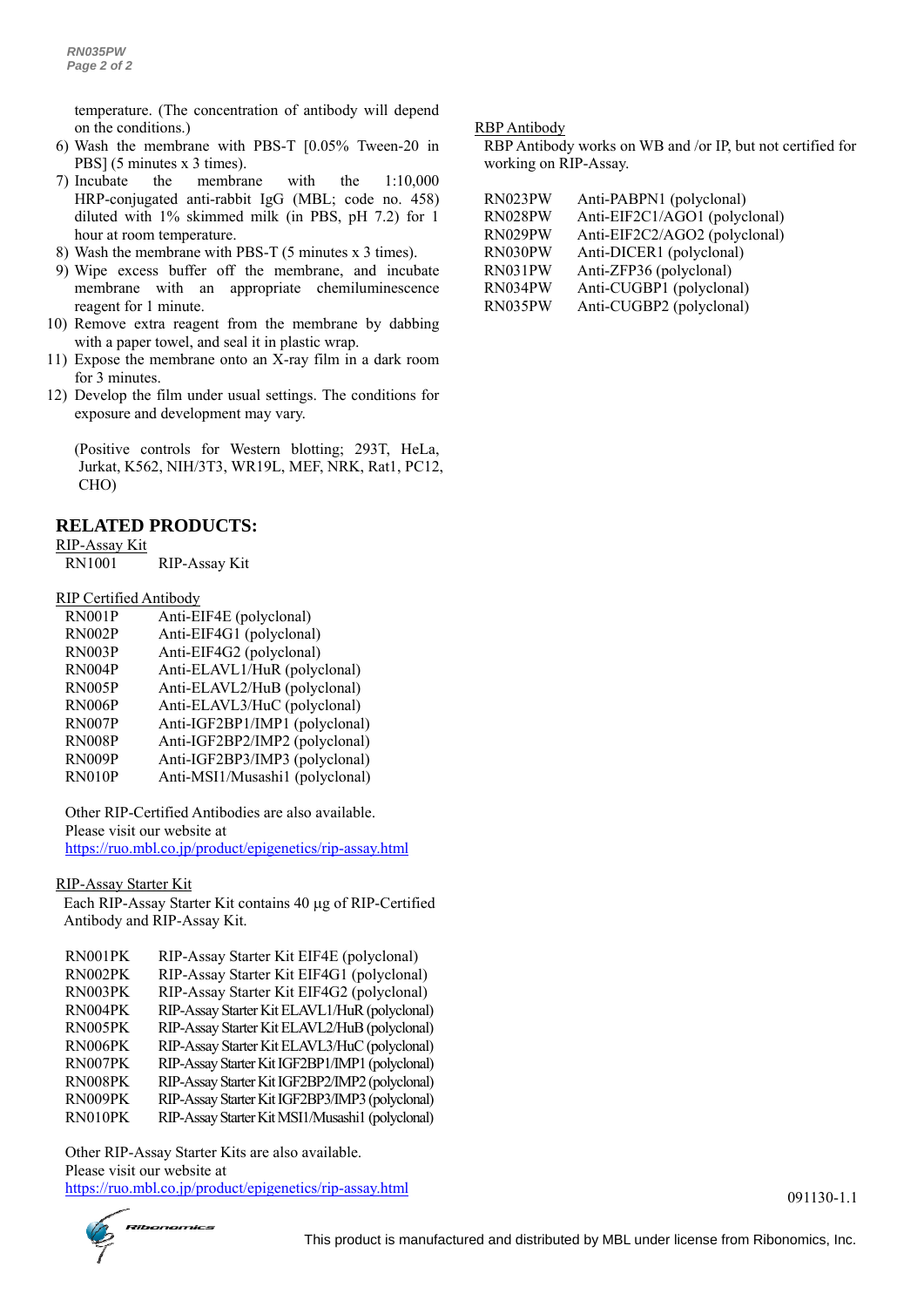temperature. (The concentration of antibody will depend on the conditions.)

6) Wash the membrane with PBS-T [0.05% Tween-20 in PBS] (5 minutes x 3 times).
7) Incubate the membrane with the 1:10,000 HRP-conjugated anti-rabbit IgG (MBL; code no. 458) diluted with 1% skimmed milk (in PBS, pH 7.2) for 1 hour at room temperature.
8) Wash the membrane with PBS-T (5 minutes x 3 times).
9) Wipe excess buffer off the membrane, and incubate membrane with an appropriate chemiluminescence reagent for 1 minute.
10) Remove extra reagent from the membrane by dabbing with a paper towel, and seal it in plastic wrap.
11) Expose the membrane onto an X-ray film in a dark room for 3 minutes.
12) Develop the film under usual settings. The conditions for exposure and development may vary.

(Positive controls for Western blotting; 293T, HeLa, Jurkat, K562, NIH/3T3, WR19L, MEF, NRK, Rat1, PC12, CHO)

## RELATED PRODUCTS:

RIP-Assay Kit

| | |
|---|---|
| RN1001 | RIP-Assay Kit |

RIP Certified Antibody

| | |
|---|---|
| RN001P | Anti-EIF4E (polyclonal) |
| RN002P | Anti-EIF4G1 (polyclonal) |
| RN003P | Anti-EIF4G2 (polyclonal) |
| RN004P | Anti-ELAVL1/HuR (polyclonal) |
| RN005P | Anti-ELAVL2/HuB (polyclonal) |
| RN006P | Anti-ELAVL3/HuC (polyclonal) |
| RN007P | Anti-IGF2BP1/IMP1 (polyclonal) |
| RN008P | Anti-IGF2BP2/IMP2 (polyclonal) |
| RN009P | Anti-IGF2BP3/IMP3 (polyclonal) |
| RN010P | Anti-MSI1/Musashi1 (polyclonal) |

Other RIP-Certified Antibodies are also available.
Please visit our website at
https://ruo.mbl.co.jp/product/epigenetics/rip-assay.html

RIP-Assay Starter Kit

Each RIP-Assay Starter Kit contains 40 µg of RIP-Certified Antibody and RIP-Assay Kit.

| | |
|---|---|
| RN001PK | RIP-Assay Starter Kit EIF4E (polyclonal) |
| RN002PK | RIP-Assay Starter Kit EIF4G1 (polyclonal) |
| RN003PK | RIP-Assay Starter Kit EIF4G2 (polyclonal) |
| RN004PK | RIP-Assay Starter Kit ELAVL1/HuR (polyclonal) |
| RN005PK | RIP-Assay Starter Kit ELAVL2/HuB (polyclonal) |
| RN006PK | RIP-Assay Starter Kit ELAVL3/HuC (polyclonal) |
| RN007PK | RIP-Assay Starter Kit IGF2BP1/IMP1 (polyclonal) |
| RN008PK | RIP-Assay Starter Kit IGF2BP2/IMP2 (polyclonal) |
| RN009PK | RIP-Assay Starter Kit IGF2BP3/IMP3 (polyclonal) |
| RN010PK | RIP-Assay Starter Kit MSI1/Musashi1 (polyclonal) |

Other RIP-Assay Starter Kits are also available.
Please visit our website at
https://ruo.mbl.co.jp/product/epigenetics/rip-assay.html

RBP Antibody

RBP Antibody works on WB and /or IP, but not certified for working on RIP-Assay.

| | |
|---|---|
| RN023PW | Anti-PABPN1 (polyclonal) |
| RN028PW | Anti-EIF2C1/AGO1 (polyclonal) |
| RN029PW | Anti-EIF2C2/AGO2 (polyclonal) |
| RN030PW | Anti-DICER1 (polyclonal) |
| RN031PW | Anti-ZFP36 (polyclonal) |
| RN034PW | Anti-CUGBP1 (polyclonal) |
| RN035PW | Anti-CUGBP2 (polyclonal) |

091130-1.1

Ribonomics

This product is manufactured and distributed by MBL under license from Ribonomics, Inc.